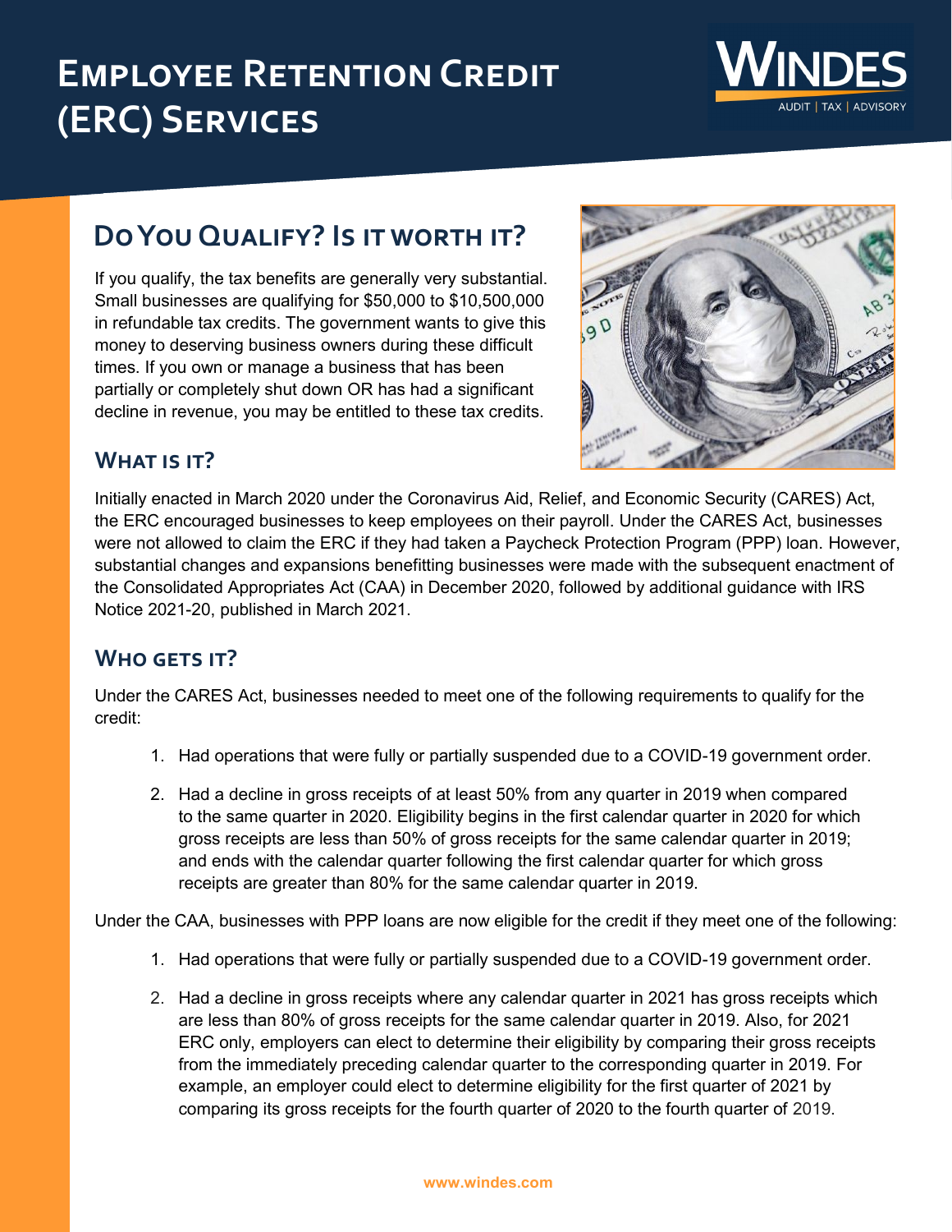# Employee Retention Credit (ERC) Services

## Do You Qualify? Is it worth it?

If you qualify, the tax benefits are generally very substantial. Small businesses are qualifying for $50,000 to $10,500,000 in refundable tax credits. The government wants to give this money to deserving business owners during these difficult times. If you own or manage a business that has been partially or completely shut down OR has had a significant decline in revenue, you may be entitled to these tax credits.

## What is it?

Initially enacted in March 2020 under the Coronavirus Aid, Relief, and Economic Security (CARES) Act, the ERC encouraged businesses to keep employees on their payroll. Under the CARES Act, businesses were not allowed to claim the ERC if they had taken a Paycheck Protection Program (PPP) loan. However, substantial changes and expansions benefitting businesses were made with the subsequent enactment of the Consolidated Appropriates Act (CAA) in December 2020, followed by additional guidance with IRS Notice 2021-20, published in March 2021.

## Who gets it?

Under the CARES Act, businesses needed to meet one of the following requirements to qualify for the credit:

1. Had operations that were fully or partially suspended due to a COVID-19 government order.
2. Had a decline in gross receipts of at least 50% from any quarter in 2019 when compared to the same quarter in 2020. Eligibility begins in the first calendar quarter in 2020 for which gross receipts are less than 50% of gross receipts for the same calendar quarter in 2019; and ends with the calendar quarter following the first calendar quarter for which gross receipts are greater than 80% for the same calendar quarter in 2019.

Under the CAA, businesses with PPP loans are now eligible for the credit if they meet one of the following:

1. Had operations that were fully or partially suspended due to a COVID-19 government order.
2. Had a decline in gross receipts where any calendar quarter in 2021 has gross receipts which are less than 80% of gross receipts for the same calendar quarter in 2019. Also, for 2021 ERC only, employers can elect to determine their eligibility by comparing their gross receipts from the immediately preceding calendar quarter to the corresponding quarter in 2019. For example, an employer could elect to determine eligibility for the first quarter of 2021 by comparing its gross receipts for the fourth quarter of 2020 to the fourth quarter of 2019.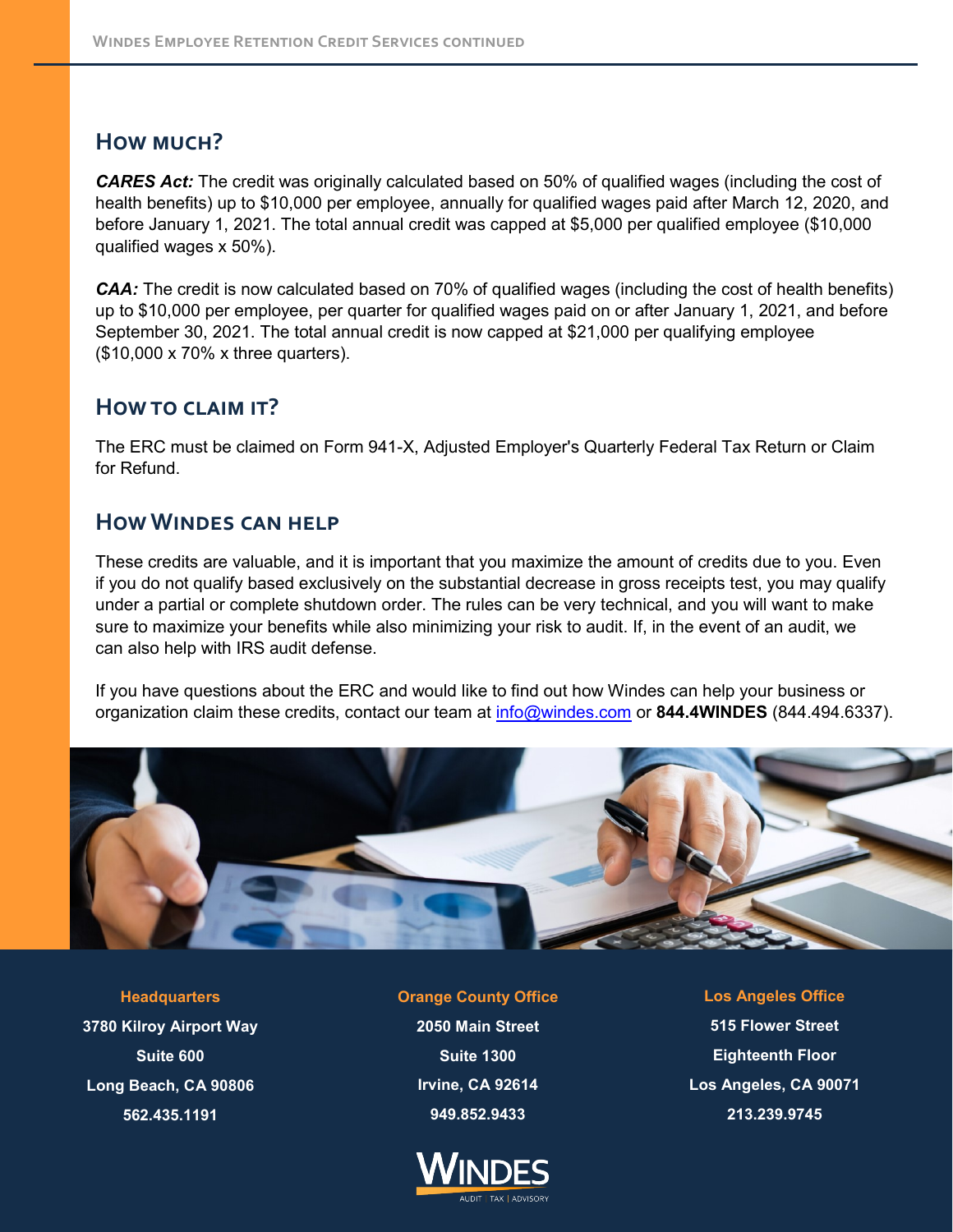## How much?

***CARES Act:*** The credit was originally calculated based on 50% of qualified wages (including the cost of health benefits) up to $10,000 per employee, annually for qualified wages paid after March 12, 2020, and before January 1, 2021. The total annual credit was capped at $5,000 per qualified employee ($10,000 qualified wages x 50%).

***CAA:*** The credit is now calculated based on 70% of qualified wages (including the cost of health benefits) up to $10,000 per employee, per quarter for qualified wages paid on or after January 1, 2021, and before September 30, 2021. The total annual credit is now capped at $21,000 per qualifying employee ($10,000 x 70% x three quarters).

## How to claim it?

The ERC must be claimed on Form 941-X, Adjusted Employer's Quarterly Federal Tax Return or Claim for Refund.

## How Windes can help

These credits are valuable, and it is important that you maximize the amount of credits due to you. Even if you do not qualify based exclusively on the substantial decrease in gross receipts test, you may qualify under a partial or complete shutdown order. The rules can be very technical, and you will want to make sure to maximize your benefits while also minimizing your risk to audit. If, in the event of an audit, we can also help with IRS audit defense.

If you have questions about the ERC and would like to find out how Windes can help your business or organization claim these credits, contact our team at info@windes.com or **844.4WINDES** (844.494.6337).

**Headquarters**
**3780 Kilroy Airport Way**
**Suite 600**
**Long Beach, CA 90806**
**562.435.1191**

**Orange County Office**
**2050 Main Street**
**Suite 1300**
**Irvine, CA 92614**
**949.852.9433**

**Los Angeles Office**
**515 Flower Street**
**Eighteenth Floor**
**Los Angeles, CA 90071**
**213.239.9745**

WINDES
AUDIT | TAX | ADVISORY